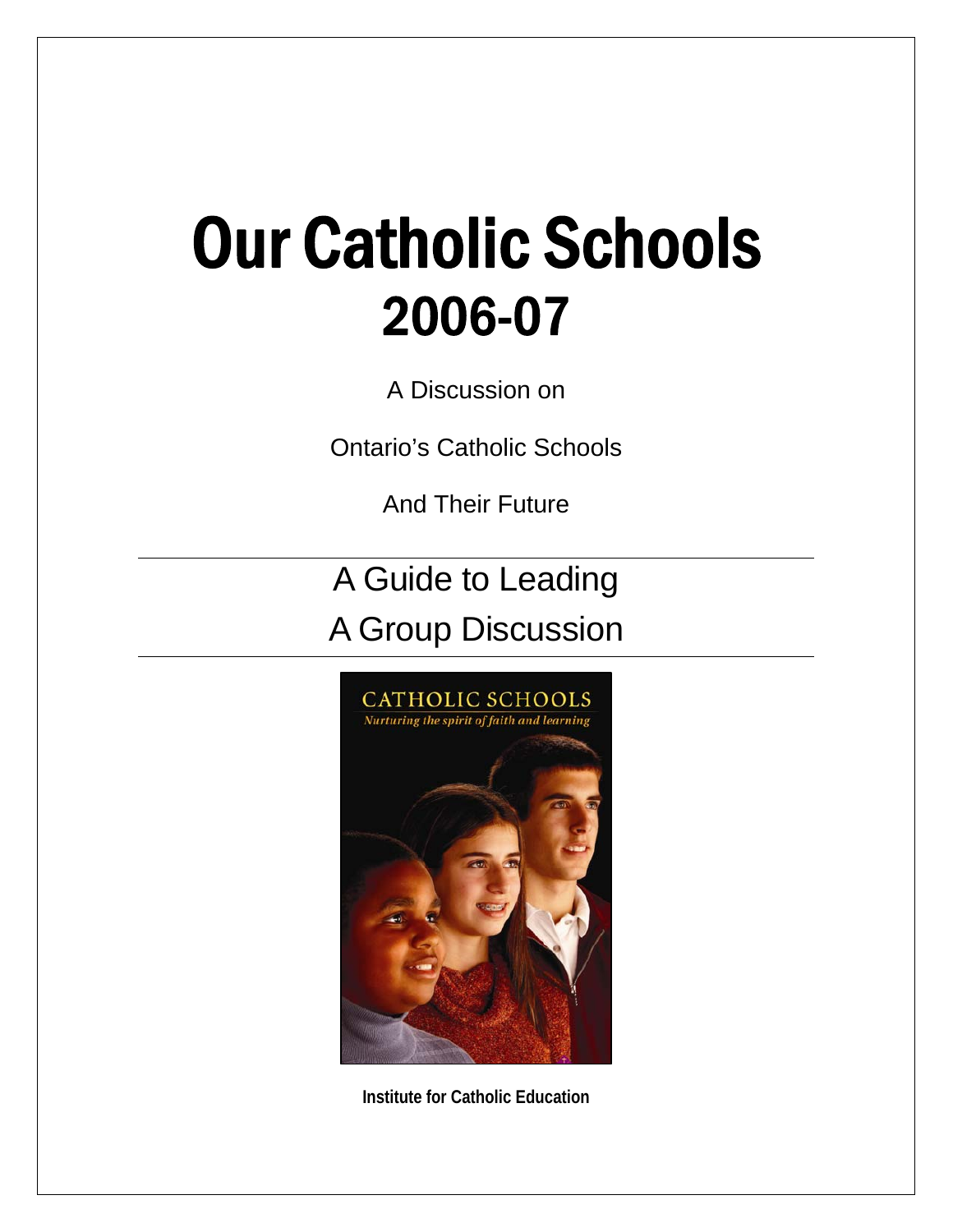# Our Catholic Schools 2006-07

A Discussion on

Ontario's Catholic Schools

And Their Future

---

## A Guide to Leading A Group Discussion

---

CATHOLIC SCHOOLS

*Nurturing the spirit of faith and learning*

**Institute for Catholic Education**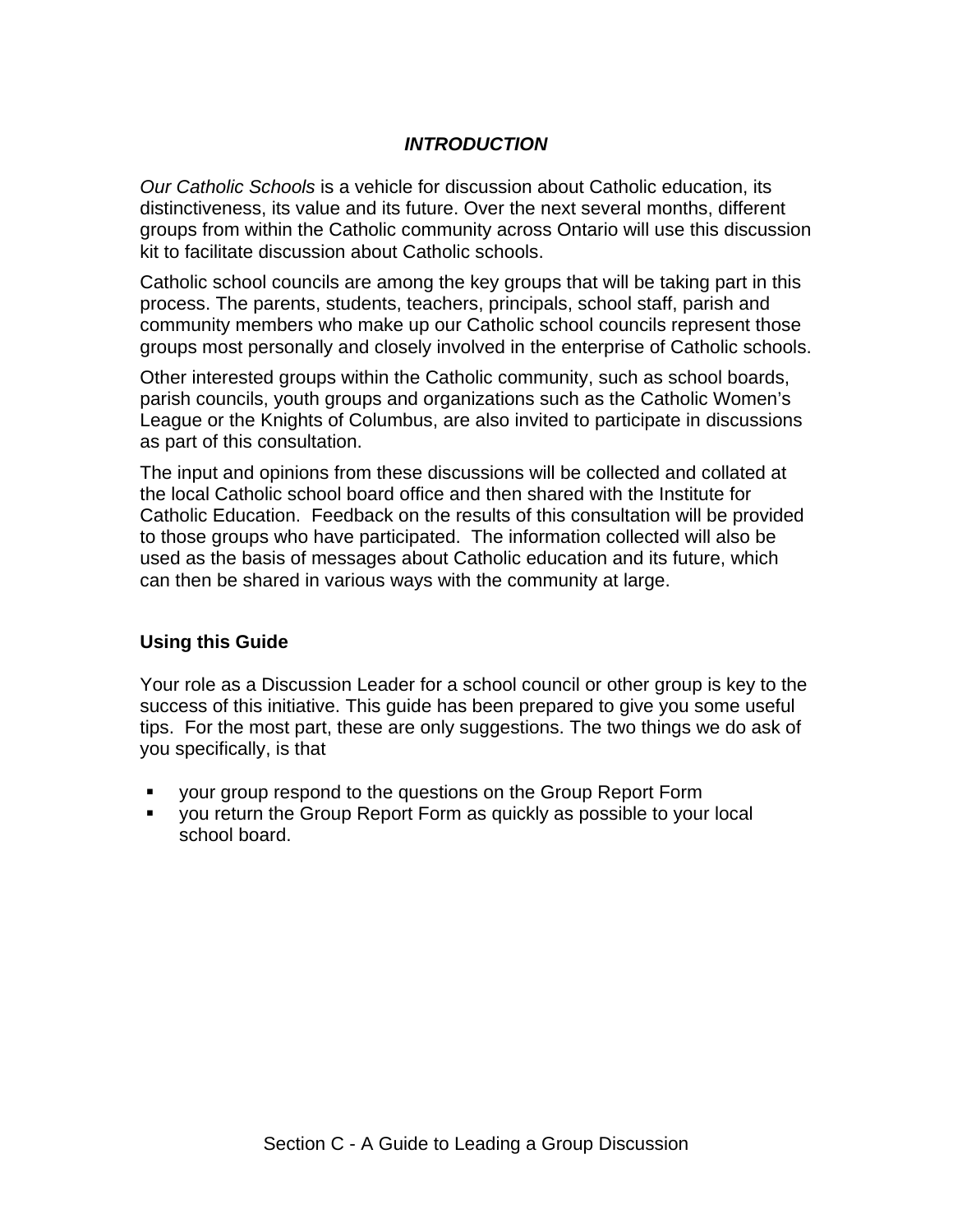# *INTRODUCTION*

*Our Catholic Schools* is a vehicle for discussion about Catholic education, its distinctiveness, its value and its future. Over the next several months, different groups from within the Catholic community across Ontario will use this discussion kit to facilitate discussion about Catholic schools.

Catholic school councils are among the key groups that will be taking part in this process. The parents, students, teachers, principals, school staff, parish and community members who make up our Catholic school councils represent those groups most personally and closely involved in the enterprise of Catholic schools.

Other interested groups within the Catholic community, such as school boards, parish councils, youth groups and organizations such as the Catholic Women's League or the Knights of Columbus, are also invited to participate in discussions as part of this consultation.

The input and opinions from these discussions will be collected and collated at the local Catholic school board office and then shared with the Institute for Catholic Education. Feedback on the results of this consultation will be provided to those groups who have participated. The information collected will also be used as the basis of messages about Catholic education and its future, which can then be shared in various ways with the community at large.

## Using this Guide

Your role as a Discussion Leader for a school council or other group is key to the success of this initiative. This guide has been prepared to give you some useful tips. For the most part, these are only suggestions. The two things we do ask of you specifically, is that

- your group respond to the questions on the Group Report Form
- you return the Group Report Form as quickly as possible to your local school board.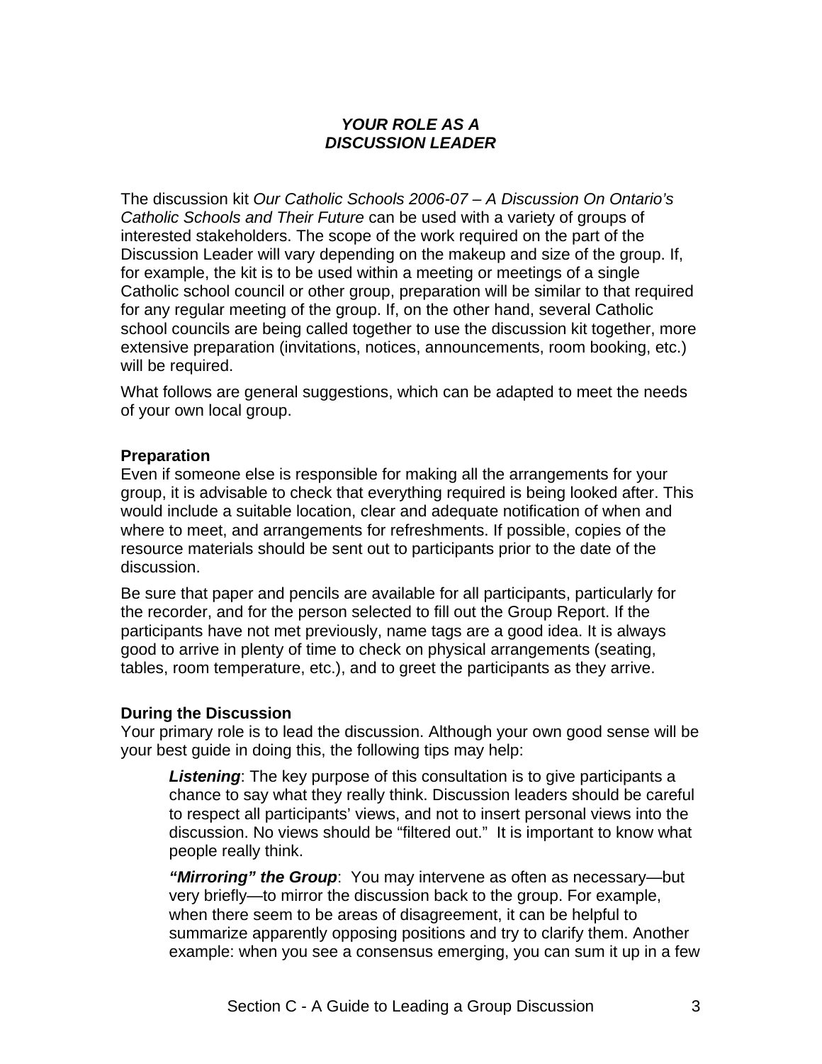## *YOUR ROLE AS A DISCUSSION LEADER*

The discussion kit *Our Catholic Schools 2006-07 – A Discussion On Ontario's Catholic Schools and Their Future* can be used with a variety of groups of interested stakeholders. The scope of the work required on the part of the Discussion Leader will vary depending on the makeup and size of the group. If, for example, the kit is to be used within a meeting or meetings of a single Catholic school council or other group, preparation will be similar to that required for any regular meeting of the group. If, on the other hand, several Catholic school councils are being called together to use the discussion kit together, more extensive preparation (invitations, notices, announcements, room booking, etc.) will be required.

What follows are general suggestions, which can be adapted to meet the needs of your own local group.

### Preparation

Even if someone else is responsible for making all the arrangements for your group, it is advisable to check that everything required is being looked after. This would include a suitable location, clear and adequate notification of when and where to meet, and arrangements for refreshments. If possible, copies of the resource materials should be sent out to participants prior to the date of the discussion.

Be sure that paper and pencils are available for all participants, particularly for the recorder, and for the person selected to fill out the Group Report. If the participants have not met previously, name tags are a good idea. It is always good to arrive in plenty of time to check on physical arrangements (seating, tables, room temperature, etc.), and to greet the participants as they arrive.

### During the Discussion

Your primary role is to lead the discussion. Although your own good sense will be your best guide in doing this, the following tips may help:

> ***Listening***: The key purpose of this consultation is to give participants a chance to say what they really think. Discussion leaders should be careful to respect all participants' views, and not to insert personal views into the discussion. No views should be "filtered out." It is important to know what people really think.
>
> ***"Mirroring" the Group***: You may intervene as often as necessary—but very briefly—to mirror the discussion back to the group. For example, when there seem to be areas of disagreement, it can be helpful to summarize apparently opposing positions and try to clarify them. Another example: when you see a consensus emerging, you can sum it up in a few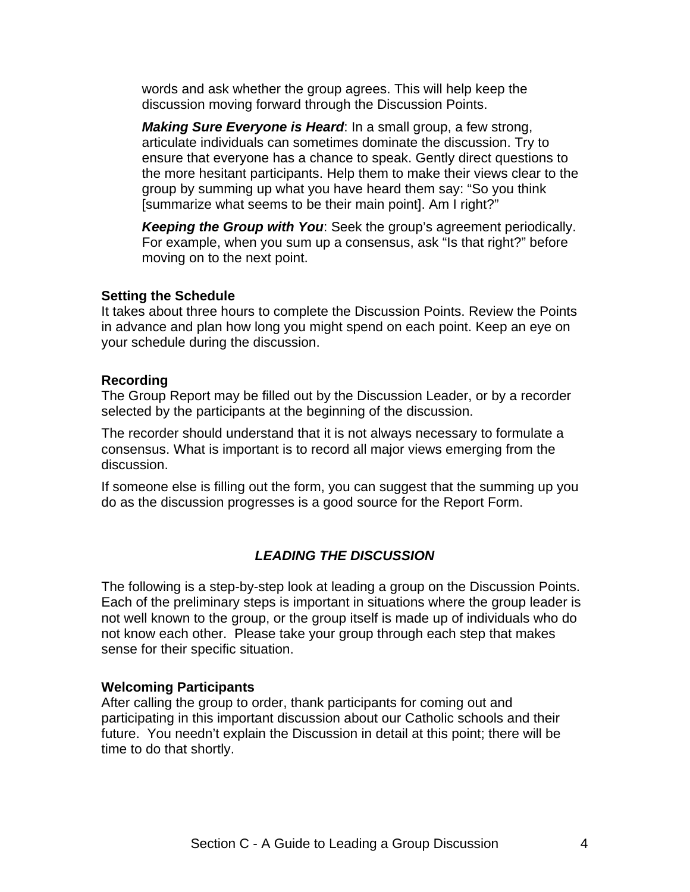words and ask whether the group agrees. This will help keep the discussion moving forward through the Discussion Points.

***Making Sure Everyone is Heard***: In a small group, a few strong, articulate individuals can sometimes dominate the discussion. Try to ensure that everyone has a chance to speak. Gently direct questions to the more hesitant participants. Help them to make their views clear to the group by summing up what you have heard them say: "So you think [summarize what seems to be their main point]. Am I right?"

***Keeping the Group with You***: Seek the group's agreement periodically. For example, when you sum up a consensus, ask "Is that right?" before moving on to the next point.

**Setting the Schedule**

It takes about three hours to complete the Discussion Points. Review the Points in advance and plan how long you might spend on each point. Keep an eye on your schedule during the discussion.

**Recording**

The Group Report may be filled out by the Discussion Leader, or by a recorder selected by the participants at the beginning of the discussion.

The recorder should understand that it is not always necessary to formulate a consensus. What is important is to record all major views emerging from the discussion.

If someone else is filling out the form, you can suggest that the summing up you do as the discussion progresses is a good source for the Report Form.

## *LEADING THE DISCUSSION*

The following is a step-by-step look at leading a group on the Discussion Points. Each of the preliminary steps is important in situations where the group leader is not well known to the group, or the group itself is made up of individuals who do not know each other. Please take your group through each step that makes sense for their specific situation.

**Welcoming Participants**

After calling the group to order, thank participants for coming out and participating in this important discussion about our Catholic schools and their future. You needn't explain the Discussion in detail at this point; there will be time to do that shortly.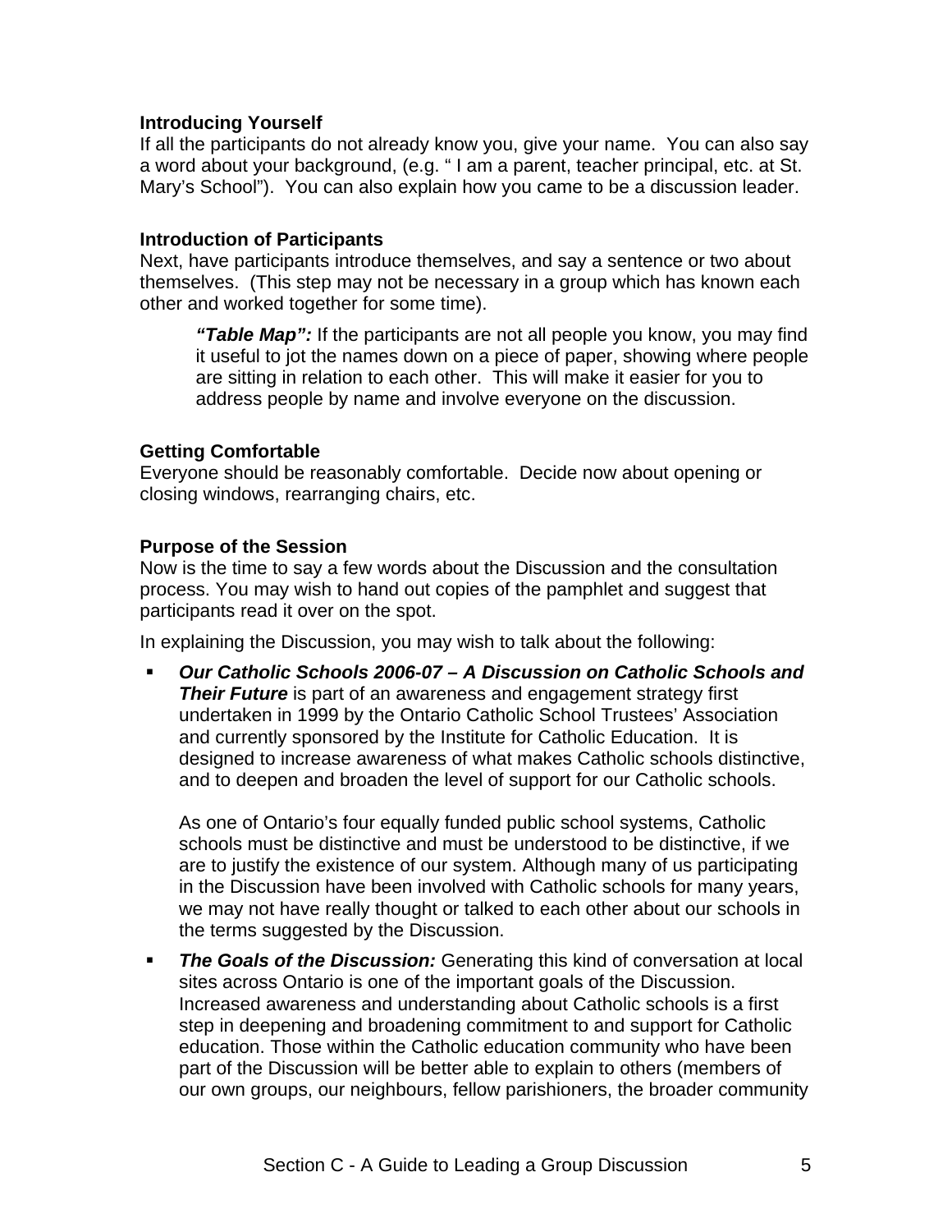**Introducing Yourself**

If all the participants do not already know you, give your name. You can also say a word about your background, (e.g. " I am a parent, teacher principal, etc. at St. Mary's School"). You can also explain how you came to be a discussion leader.

**Introduction of Participants**

Next, have participants introduce themselves, and say a sentence or two about themselves. (This step may not be necessary in a group which has known each other and worked together for some time).

> ***"Table Map":*** If the participants are not all people you know, you may find it useful to jot the names down on a piece of paper, showing where people are sitting in relation to each other. This will make it easier for you to address people by name and involve everyone on the discussion.

**Getting Comfortable**

Everyone should be reasonably comfortable. Decide now about opening or closing windows, rearranging chairs, etc.

**Purpose of the Session**

Now is the time to say a few words about the Discussion and the consultation process. You may wish to hand out copies of the pamphlet and suggest that participants read it over on the spot.

In explaining the Discussion, you may wish to talk about the following:

- ***Our Catholic Schools 2006-07 – A Discussion on Catholic Schools and Their Future*** is part of an awareness and engagement strategy first undertaken in 1999 by the Ontario Catholic School Trustees' Association and currently sponsored by the Institute for Catholic Education. It is designed to increase awareness of what makes Catholic schools distinctive, and to deepen and broaden the level of support for our Catholic schools.

  As one of Ontario's four equally funded public school systems, Catholic schools must be distinctive and must be understood to be distinctive, if we are to justify the existence of our system. Although many of us participating in the Discussion have been involved with Catholic schools for many years, we may not have really thought or talked to each other about our schools in the terms suggested by the Discussion.

- ***The Goals of the Discussion:*** Generating this kind of conversation at local sites across Ontario is one of the important goals of the Discussion. Increased awareness and understanding about Catholic schools is a first step in deepening and broadening commitment to and support for Catholic education. Those within the Catholic education community who have been part of the Discussion will be better able to explain to others (members of our own groups, our neighbours, fellow parishioners, the broader community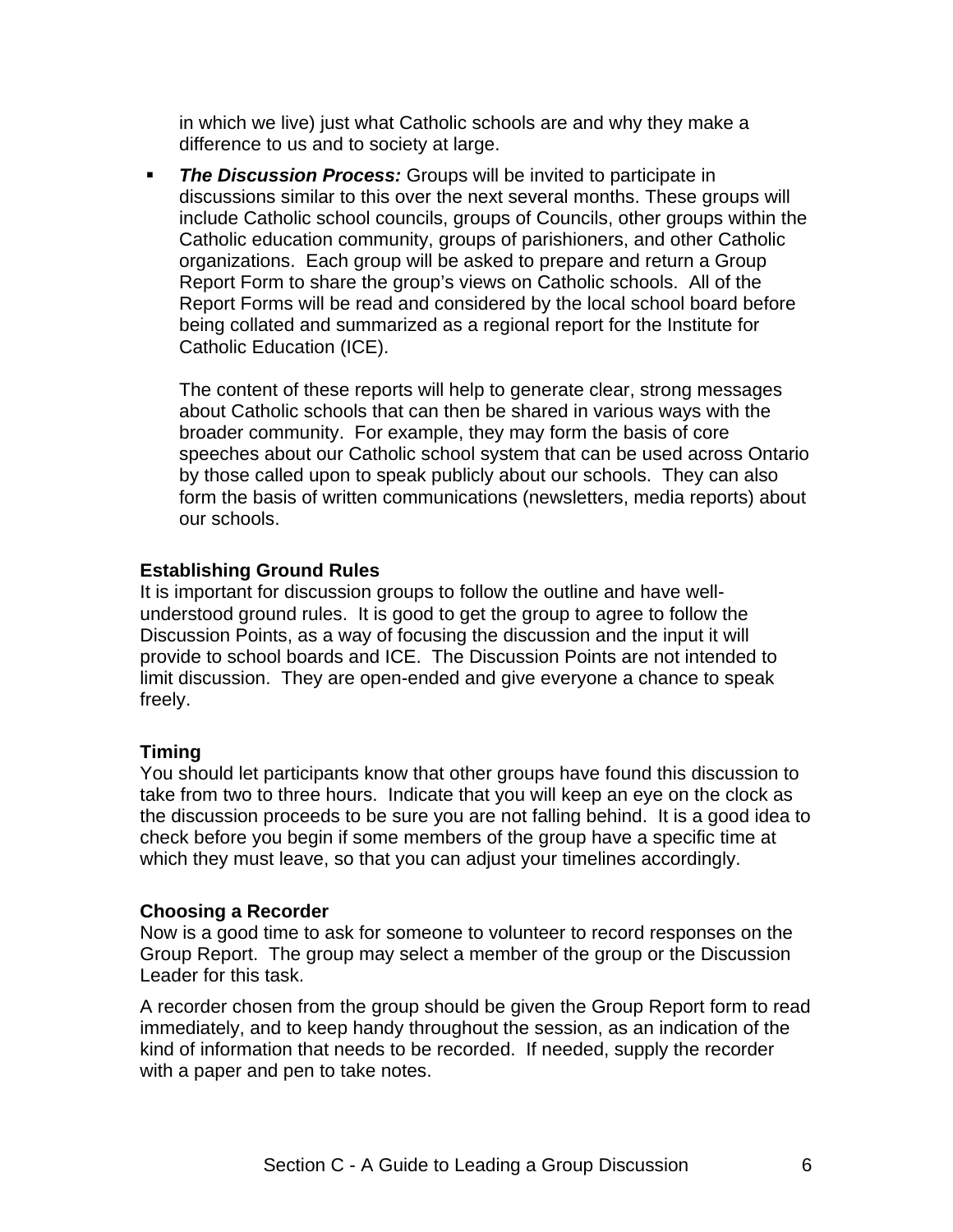in which we live) just what Catholic schools are and why they make a difference to us and to society at large.

- ***The Discussion Process:*** Groups will be invited to participate in discussions similar to this over the next several months. These groups will include Catholic school councils, groups of Councils, other groups within the Catholic education community, groups of parishioners, and other Catholic organizations. Each group will be asked to prepare and return a Group Report Form to share the group's views on Catholic schools. All of the Report Forms will be read and considered by the local school board before being collated and summarized as a regional report for the Institute for Catholic Education (ICE).

  The content of these reports will help to generate clear, strong messages about Catholic schools that can then be shared in various ways with the broader community. For example, they may form the basis of core speeches about our Catholic school system that can be used across Ontario by those called upon to speak publicly about our schools. They can also form the basis of written communications (newsletters, media reports) about our schools.

**Establishing Ground Rules**

It is important for discussion groups to follow the outline and have well-understood ground rules. It is good to get the group to agree to follow the Discussion Points, as a way of focusing the discussion and the input it will provide to school boards and ICE. The Discussion Points are not intended to limit discussion. They are open-ended and give everyone a chance to speak freely.

**Timing**

You should let participants know that other groups have found this discussion to take from two to three hours. Indicate that you will keep an eye on the clock as the discussion proceeds to be sure you are not falling behind. It is a good idea to check before you begin if some members of the group have a specific time at which they must leave, so that you can adjust your timelines accordingly.

**Choosing a Recorder**

Now is a good time to ask for someone to volunteer to record responses on the Group Report. The group may select a member of the group or the Discussion Leader for this task.

A recorder chosen from the group should be given the Group Report form to read immediately, and to keep handy throughout the session, as an indication of the kind of information that needs to be recorded. If needed, supply the recorder with a paper and pen to take notes.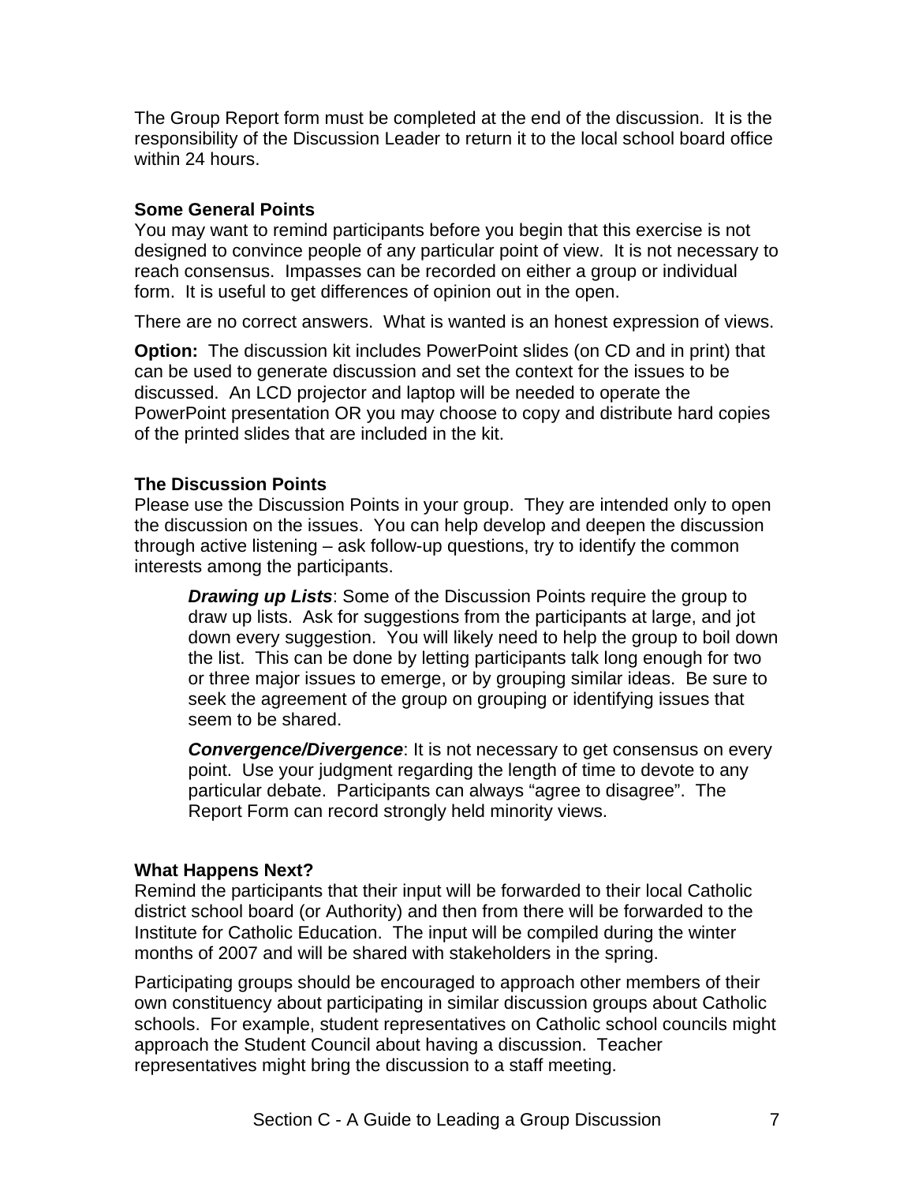The Group Report form must be completed at the end of the discussion. It is the responsibility of the Discussion Leader to return it to the local school board office within 24 hours.

### Some General Points

You may want to remind participants before you begin that this exercise is not designed to convince people of any particular point of view. It is not necessary to reach consensus. Impasses can be recorded on either a group or individual form. It is useful to get differences of opinion out in the open.

There are no correct answers. What is wanted is an honest expression of views.

**Option:** The discussion kit includes PowerPoint slides (on CD and in print) that can be used to generate discussion and set the context for the issues to be discussed. An LCD projector and laptop will be needed to operate the PowerPoint presentation OR you may choose to copy and distribute hard copies of the printed slides that are included in the kit.

### The Discussion Points

Please use the Discussion Points in your group. They are intended only to open the discussion on the issues. You can help develop and deepen the discussion through active listening – ask follow-up questions, try to identify the common interests among the participants.

> ***Drawing up Lists***: Some of the Discussion Points require the group to draw up lists. Ask for suggestions from the participants at large, and jot down every suggestion. You will likely need to help the group to boil down the list. This can be done by letting participants talk long enough for two or three major issues to emerge, or by grouping similar ideas. Be sure to seek the agreement of the group on grouping or identifying issues that seem to be shared.
>
> ***Convergence/Divergence***: It is not necessary to get consensus on every point. Use your judgment regarding the length of time to devote to any particular debate. Participants can always "agree to disagree". The Report Form can record strongly held minority views.

### What Happens Next?

Remind the participants that their input will be forwarded to their local Catholic district school board (or Authority) and then from there will be forwarded to the Institute for Catholic Education. The input will be compiled during the winter months of 2007 and will be shared with stakeholders in the spring.

Participating groups should be encouraged to approach other members of their own constituency about participating in similar discussion groups about Catholic schools. For example, student representatives on Catholic school councils might approach the Student Council about having a discussion. Teacher representatives might bring the discussion to a staff meeting.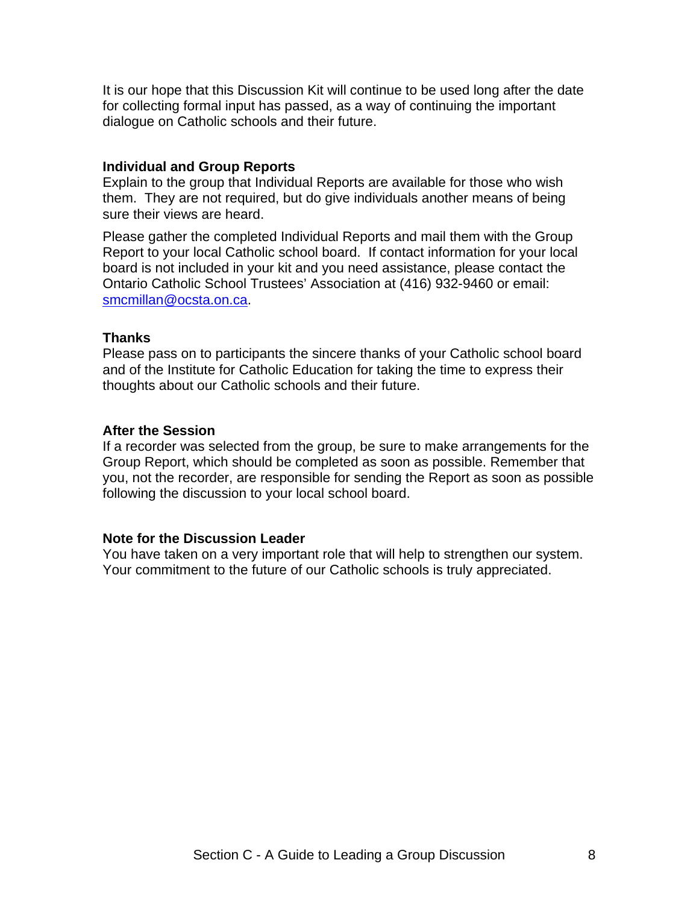It is our hope that this Discussion Kit will continue to be used long after the date for collecting formal input has passed, as a way of continuing the important dialogue on Catholic schools and their future.

**Individual and Group Reports**

Explain to the group that Individual Reports are available for those who wish them. They are not required, but do give individuals another means of being sure their views are heard.

Please gather the completed Individual Reports and mail them with the Group Report to your local Catholic school board. If contact information for your local board is not included in your kit and you need assistance, please contact the Ontario Catholic School Trustees' Association at (416) 932-9460 or email: smcmillan@ocsta.on.ca.

**Thanks**

Please pass on to participants the sincere thanks of your Catholic school board and of the Institute for Catholic Education for taking the time to express their thoughts about our Catholic schools and their future.

**After the Session**

If a recorder was selected from the group, be sure to make arrangements for the Group Report, which should be completed as soon as possible. Remember that you, not the recorder, are responsible for sending the Report as soon as possible following the discussion to your local school board.

**Note for the Discussion Leader**

You have taken on a very important role that will help to strengthen our system. Your commitment to the future of our Catholic schools is truly appreciated.